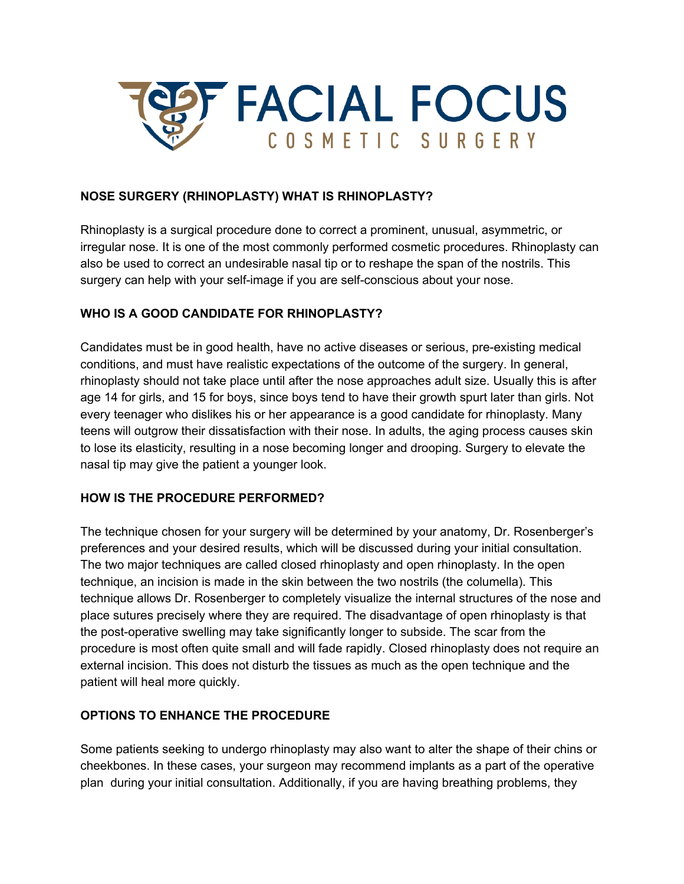# FACIAL FOCUS

COSMETIC SURGERY

**NOSE SURGERY (RHINOPLASTY) WHAT IS RHINOPLASTY?**

Rhinoplasty is a surgical procedure done to correct a prominent, unusual, asymmetric, or irregular nose. It is one of the most commonly performed cosmetic procedures. Rhinoplasty can also be used to correct an undesirable nasal tip or to reshape the span of the nostrils. This surgery can help with your self-image if you are self-conscious about your nose.

**WHO IS A GOOD CANDIDATE FOR RHINOPLASTY?**

Candidates must be in good health, have no active diseases or serious, pre-existing medical conditions, and must have realistic expectations of the outcome of the surgery. In general, rhinoplasty should not take place until after the nose approaches adult size. Usually this is after age 14 for girls, and 15 for boys, since boys tend to have their growth spurt later than girls. Not every teenager who dislikes his or her appearance is a good candidate for rhinoplasty. Many teens will outgrow their dissatisfaction with their nose. In adults, the aging process causes skin to lose its elasticity, resulting in a nose becoming longer and drooping. Surgery to elevate the nasal tip may give the patient a younger look.

**HOW IS THE PROCEDURE PERFORMED?**

The technique chosen for your surgery will be determined by your anatomy, Dr. Rosenberger's preferences and your desired results, which will be discussed during your initial consultation. The two major techniques are called closed rhinoplasty and open rhinoplasty. In the open technique, an incision is made in the skin between the two nostrils (the columella). This technique allows Dr. Rosenberger to completely visualize the internal structures of the nose and place sutures precisely where they are required. The disadvantage of open rhinoplasty is that the post-operative swelling may take significantly longer to subside. The scar from the procedure is most often quite small and will fade rapidly. Closed rhinoplasty does not require an external incision. This does not disturb the tissues as much as the open technique and the patient will heal more quickly.

**OPTIONS TO ENHANCE THE PROCEDURE**

Some patients seeking to undergo rhinoplasty may also want to alter the shape of their chins or cheekbones. In these cases, your surgeon may recommend implants as a part of the operative plan during your initial consultation. Additionally, if you are having breathing problems, they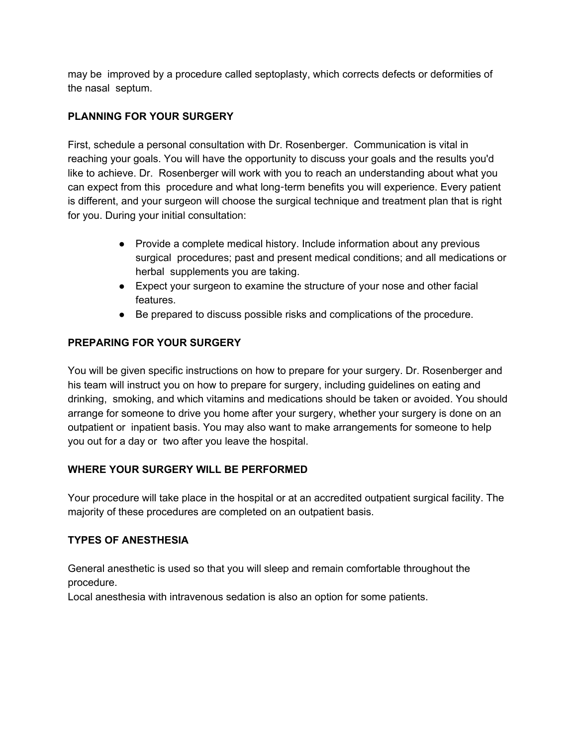may be improved by a procedure called septoplasty, which corrects defects or deformities of the nasal septum.

## PLANNING FOR YOUR SURGERY

First, schedule a personal consultation with Dr. Rosenberger. Communication is vital in reaching your goals. You will have the opportunity to discuss your goals and the results you'd like to achieve. Dr. Rosenberger will work with you to reach an understanding about what you can expect from this procedure and what long-term benefits you will experience. Every patient is different, and your surgeon will choose the surgical technique and treatment plan that is right for you. During your initial consultation:

- Provide a complete medical history. Include information about any previous surgical procedures; past and present medical conditions; and all medications or herbal supplements you are taking.
- Expect your surgeon to examine the structure of your nose and other facial features.
- Be prepared to discuss possible risks and complications of the procedure.

## PREPARING FOR YOUR SURGERY

You will be given specific instructions on how to prepare for your surgery. Dr. Rosenberger and his team will instruct you on how to prepare for surgery, including guidelines on eating and drinking, smoking, and which vitamins and medications should be taken or avoided. You should arrange for someone to drive you home after your surgery, whether your surgery is done on an outpatient or inpatient basis. You may also want to make arrangements for someone to help you out for a day or two after you leave the hospital.

## WHERE YOUR SURGERY WILL BE PERFORMED

Your procedure will take place in the hospital or at an accredited outpatient surgical facility. The majority of these procedures are completed on an outpatient basis.

## TYPES OF ANESTHESIA

General anesthetic is used so that you will sleep and remain comfortable throughout the procedure.
Local anesthesia with intravenous sedation is also an option for some patients.